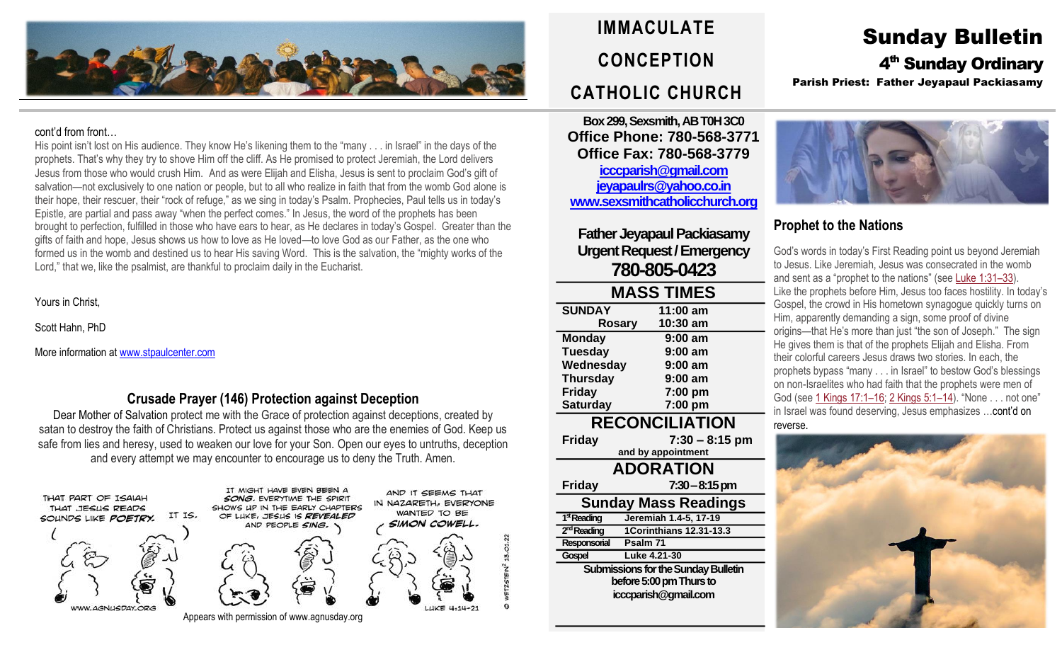# IMMACULATE CONCEPTION CATHOLIC CHURCH

# Sunday Bulletin

## 4th Sunday Ordinary

**Parish Priest: Father Jeyapaul Packiasamy**

cont'd from front…

His point isn't lost on His audience. They know He's likening them to the "many . . . in Israel" in the days of the prophets. That's why they try to shove Him off the cliff. As He promised to protect Jeremiah, the Lord delivers Jesus from those who would crush Him. And as were Elijah and Elisha, Jesus is sent to proclaim God's gift of salvation—not exclusively to one nation or people, but to all who realize in faith that from the womb God alone is their hope, their rescuer, their "rock of refuge," as we sing in today's Psalm. Prophecies, Paul tells us in today's Epistle, are partial and pass away "when the perfect comes." In Jesus, the word of the prophets has been brought to perfection, fulfilled in those who have ears to hear, as He declares in today's Gospel. Greater than the gifts of faith and hope, Jesus shows us how to love as He loved—to love God as our Father, as the one who formed us in the womb and destined us to hear His saving Word. This is the salvation, the "mighty works of the Lord," that we, like the psalmist, are thankful to proclaim daily in the Eucharist.

Yours in Christ,

Scott Hahn, PhD

More information at www.stpaulcenter.com

### Crusade Prayer (146) Protection against Deception

Dear Mother of Salvation protect me with the Grace of protection against deceptions, created by satan to destroy the faith of Christians. Protect us against those who are the enemies of God. Keep us safe from lies and heresy, used to weaken our love for your Son. Open our eyes to untruths, deception and every attempt we may encounter to encourage us to deny the Truth. Amen.

Appears with permission of www.agnusday.org

**Box 299, Sexsmith, AB T0H 3C0**
**Office Phone: 780-568-3771**
**Office Fax: 780-568-3779**
**icccparish@gmail.com**
**jeyapaulrs@yahoo.co.in**
**www.sexsmithcatholicchurch.org**

**Father Jeyapaul Packiasamy**
**Urgent Request / Emergency**
**780-805-0423**

### MASS TIMES

| | |
|---|---|
| **SUNDAY** | **11:00 am** |
| **Rosary** | **10:30 am** |
| **Monday** | **9:00 am** |
| **Tuesday** | **9:00 am** |
| **Wednesday** | **9:00 am** |
| **Thursday** | **9:00 am** |
| **Friday** | **7:00 pm** |
| **Saturday** | **7:00 pm** |

### RECONCILIATION

**Friday** **7:30 – 8:15 pm**
and by appointment

### ADORATION

**Friday** **7:30 – 8:15 pm**

### Sunday Mass Readings

| | |
|---|---|
| 1st Reading | Jeremiah 1.4-5, 17-19 |
| 2nd Reading | 1Corinthians 12.31-13.3 |
| Responsorial | Psalm 71 |
| Gospel | Luke 4.21-30 |

**Submissions for the Sunday Bulletin before 5:00 pm Thurs to icccparish@gmail.com**

## Prophet to the Nations

God's words in today's First Reading point us beyond Jeremiah to Jesus. Like Jeremiah, Jesus was consecrated in the womb and sent as a "prophet to the nations" (see Luke 1:31–33). Like the prophets before Him, Jesus too faces hostility. In today's Gospel, the crowd in His hometown synagogue quickly turns on Him, apparently demanding a sign, some proof of divine origins—that He's more than just "the son of Joseph." The sign He gives them is that of the prophets Elijah and Elisha. From their colorful careers Jesus draws two stories. In each, the prophets bypass "many . . . in Israel" to bestow God's blessings on non-Israelites who had faith that the prophets were men of God (see 1 Kings 17:1–16; 2 Kings 5:1–14). "None . . . not one" in Israel was found deserving, Jesus emphasizes …cont'd on reverse.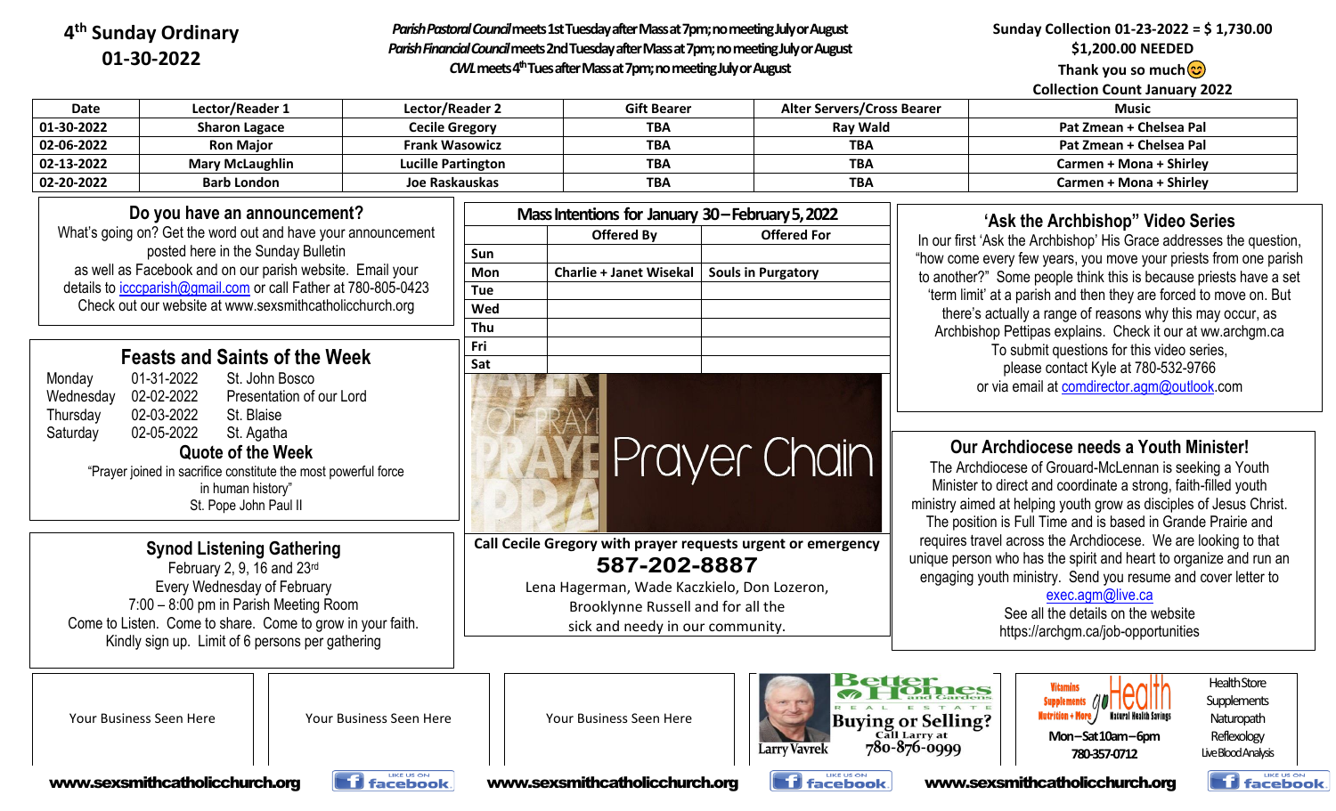# 4th Sunday Ordinary
# 01-30-2022

***Parish Pastoral Council*** **meets 1st Tuesday after Mass at 7pm; no meeting July or August**
***Parish Financial Council*** **meets 2nd Tuesday after Mass at 7pm; no meeting July or August**
***CWL*** **meets 4th Tues after Mass at 7pm; no meeting July or August**

**Sunday Collection 01-23-2022 = $ 1,730.00**
**$1,200.00 NEEDED**
**Thank you so much😊**
**Collection Count January 2022**

| Date | Lector/Reader 1 | Lector/Reader 2 | Gift Bearer | Alter Servers/Cross Bearer | Music |
|---|---|---|---|---|---|
| 01-30-2022 | Sharon Lagace | Cecile Gregory | TBA | Ray Wald | Pat Zmean + Chelsea Pal |
| 02-06-2022 | Ron Major | Frank Wasowicz | TBA | TBA | Pat Zmean + Chelsea Pal |
| 02-13-2022 | Mary McLaughlin | Lucille Partington | TBA | TBA | Carmen + Mona + Shirley |
| 02-20-2022 | Barb London | Joe Raskauskas | TBA | TBA | Carmen + Mona + Shirley |

## Do you have an announcement?

What's going on? Get the word out and have your announcement posted here in the Sunday Bulletin as well as Facebook and on our parish website. Email your details to icccparish@gmail.com or call Father at 780-805-0423
Check out our website at www.sexsmithcatholicchurch.org

## Feasts and Saints of the Week

| | | |
|---|---|---|
| Monday | 01-31-2022 | St. John Bosco |
| Wednesday | 02-02-2022 | Presentation of our Lord |
| Thursday | 02-03-2022 | St. Blaise |
| Saturday | 02-05-2022 | St. Agatha |

### Quote of the Week

"Prayer joined in sacrifice constitute the most powerful force in human history"
St. Pope John Paul II

## Synod Listening Gathering

February 2, 9, 16 and 23rd
Every Wednesday of February
7:00 – 8:00 pm in Parish Meeting Room
Come to Listen. Come to share. Come to grow in your faith.
Kindly sign up. Limit of 6 persons per gathering

## Mass Intentions for January 30 – February 5, 2022

| | Offered By | Offered For |
|---|---|---|
| Sun | | |
| Mon | Charlie + Janet Wisekal | Souls in Purgatory |
| Tue | | |
| Wed | | |
| Thu | | |
| Fri | | |
| Sat | | |

## Prayer Chain

**Call Cecile Gregory with prayer requests urgent or emergency**
**587-202-8887**
Lena Hagerman, Wade Kaczkielo, Don Lozeron, Brooklynne Russell and for all the sick and needy in our community.

## 'Ask the Archbishop" Video Series

In our first 'Ask the Archbishop' His Grace addresses the question, "how come every few years, you move your priests from one parish to another?" Some people think this is because priests have a set 'term limit' at a parish and then they are forced to move on. But there's actually a range of reasons why this may occur, as Archbishop Pettipas explains. Check it our at ww.archgm.ca
To submit questions for this video series, please contact Kyle at 780-532-9766 or via email at comdirector.agm@outlook.com

## Our Archdiocese needs a Youth Minister!

The Archdiocese of Grouard-McLennan is seeking a Youth Minister to direct and coordinate a strong, faith-filled youth ministry aimed at helping youth grow as disciples of Jesus Christ. The position is Full Time and is based in Grande Prairie and requires travel across the Archdiocese. We are looking to that unique person who has the spirit and heart to organize and run an engaging youth ministry. Send you resume and cover letter to exec.agm@live.ca
See all the details on the website
https://archgm.ca/job-opportunities

Your Business Seen Here

Your Business Seen Here

Your Business Seen Here

Better Homes and Gardens Real Estate
Buying or Selling?
Call Larry at 780-876-0999
Larry Vavrek

Health
Vitamins, Supplements, Nutrition + More — Natural Health Savings
Mon – Sat 10am – 6pm
780-357-0712
Health Store, Supplements, Naturopath, Reflexology, Live Blood Analysis

www.sexsmithcatholicchurch.org — LIKE US ON facebook